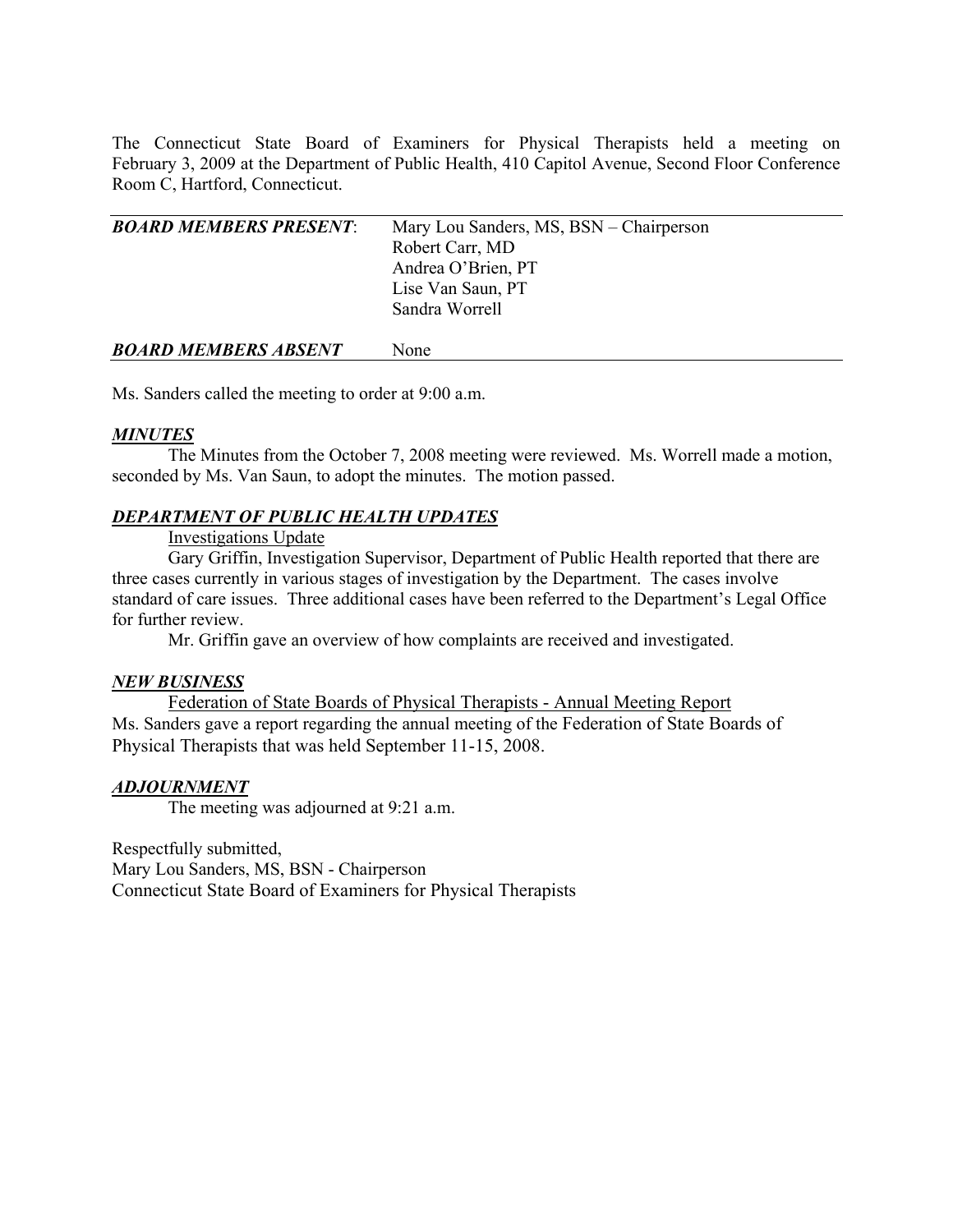The Connecticut State Board of Examiners for Physical Therapists held a meeting on February 3, 2009 at the Department of Public Health, 410 Capitol Avenue, Second Floor Conference Room C, Hartford, Connecticut.

| | |
|---|---|
| ***BOARD MEMBERS PRESENT***: | Mary Lou Sanders, MS, BSN – Chairperson<br>Robert Carr, MD<br>Andrea O'Brien, PT<br>Lise Van Saun, PT<br>Sandra Worrell |
| ***BOARD MEMBERS ABSENT*** | None |

Ms. Sanders called the meeting to order at 9:00 a.m.

***MINUTES***

The Minutes from the October 7, 2008 meeting were reviewed. Ms. Worrell made a motion, seconded by Ms. Van Saun, to adopt the minutes. The motion passed.

***DEPARTMENT OF PUBLIC HEALTH UPDATES***

Investigations Update

Gary Griffin, Investigation Supervisor, Department of Public Health reported that there are three cases currently in various stages of investigation by the Department. The cases involve standard of care issues. Three additional cases have been referred to the Department's Legal Office for further review.

Mr. Griffin gave an overview of how complaints are received and investigated.

***NEW BUSINESS***

Federation of State Boards of Physical Therapists - Annual Meeting Report

Ms. Sanders gave a report regarding the annual meeting of the Federation of State Boards of Physical Therapists that was held September 11-15, 2008.

***ADJOURNMENT***

The meeting was adjourned at 9:21 a.m.

Respectfully submitted,
Mary Lou Sanders, MS, BSN - Chairperson
Connecticut State Board of Examiners for Physical Therapists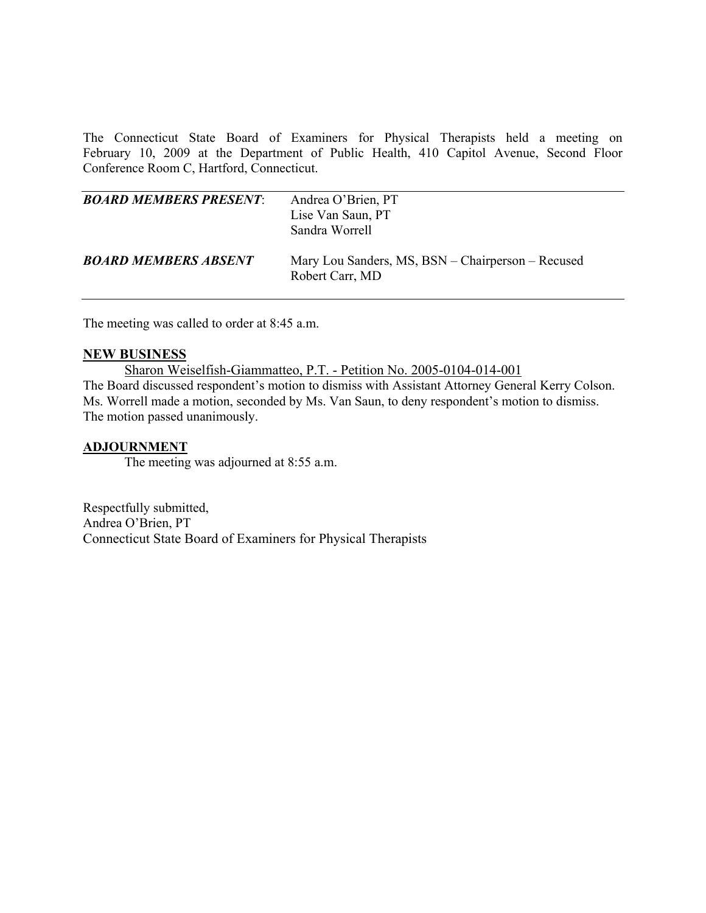The Connecticut State Board of Examiners for Physical Therapists held a meeting on February 10, 2009 at the Department of Public Health, 410 Capitol Avenue, Second Floor Conference Room C, Hartford, Connecticut.

| | |
|---|---|
| ***BOARD MEMBERS PRESENT***: | Andrea O'Brien, PT<br>Lise Van Saun, PT<br>Sandra Worrell |
| ***BOARD MEMBERS ABSENT*** | Mary Lou Sanders, MS, BSN – Chairperson – Recused<br>Robert Carr, MD |

The meeting was called to order at 8:45 a.m.

**NEW BUSINESS**

Sharon Weiselfish-Giammatteo, P.T. - Petition No. 2005-0104-014-001

The Board discussed respondent's motion to dismiss with Assistant Attorney General Kerry Colson. Ms. Worrell made a motion, seconded by Ms. Van Saun, to deny respondent's motion to dismiss. The motion passed unanimously.

**ADJOURNMENT**

The meeting was adjourned at 8:55 a.m.

Respectfully submitted,
Andrea O'Brien, PT
Connecticut State Board of Examiners for Physical Therapists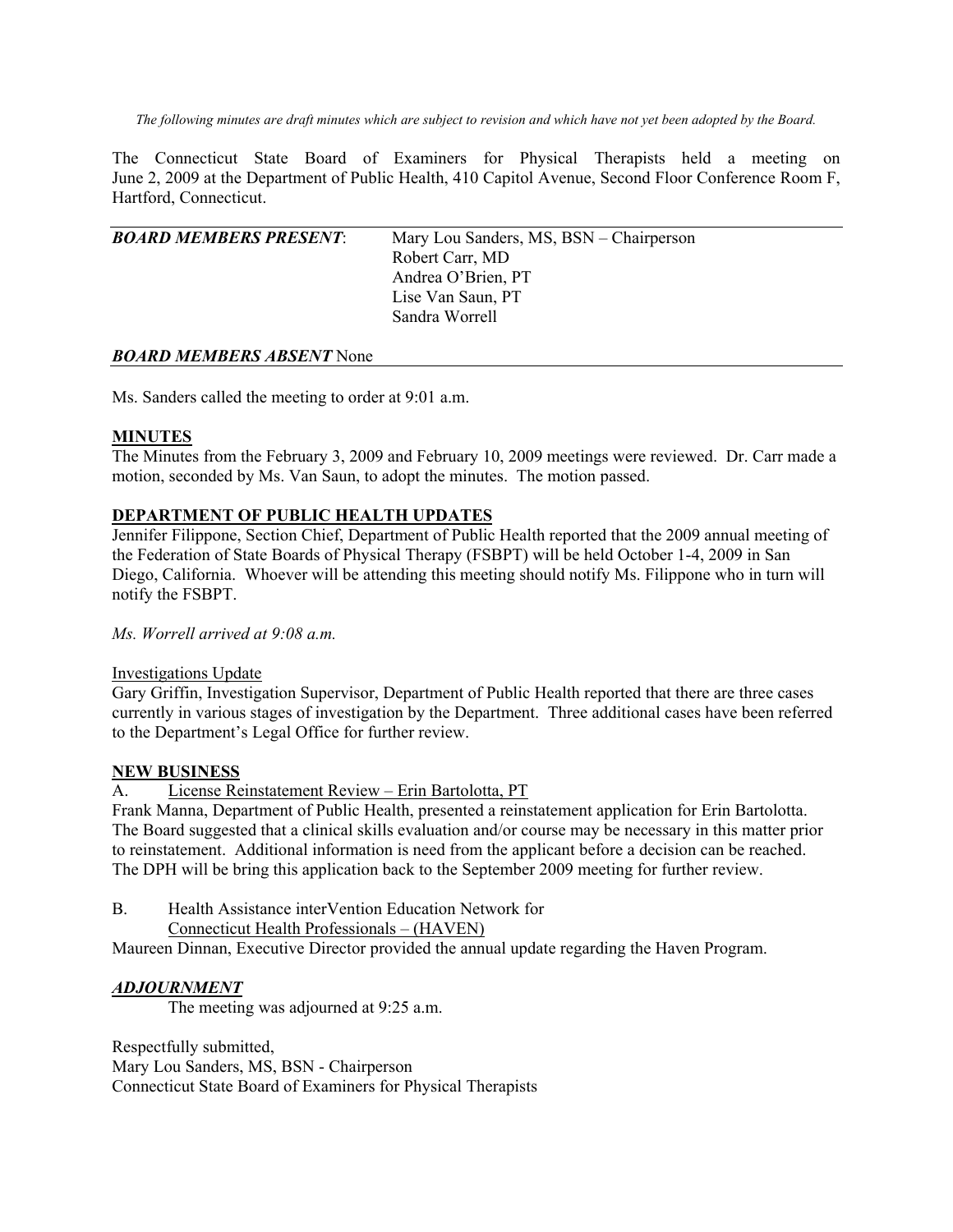*The following minutes are draft minutes which are subject to revision and which have not yet been adopted by the Board.*

The Connecticut State Board of Examiners for Physical Therapists held a meeting on June 2, 2009 at the Department of Public Health, 410 Capitol Avenue, Second Floor Conference Room F, Hartford, Connecticut.

***BOARD MEMBERS PRESENT*:** Mary Lou Sanders, MS, BSN – Chairperson
Robert Carr, MD
Andrea O'Brien, PT
Lise Van Saun, PT
Sandra Worrell

***BOARD MEMBERS ABSENT*** None

Ms. Sanders called the meeting to order at 9:01 a.m.

**MINUTES**

The Minutes from the February 3, 2009 and February 10, 2009 meetings were reviewed. Dr. Carr made a motion, seconded by Ms. Van Saun, to adopt the minutes. The motion passed.

**DEPARTMENT OF PUBLIC HEALTH UPDATES**

Jennifer Filippone, Section Chief, Department of Public Health reported that the 2009 annual meeting of the Federation of State Boards of Physical Therapy (FSBPT) will be held October 1-4, 2009 in San Diego, California. Whoever will be attending this meeting should notify Ms. Filippone who in turn will notify the FSBPT.

*Ms. Worrell arrived at 9:08 a.m.*

Investigations Update

Gary Griffin, Investigation Supervisor, Department of Public Health reported that there are three cases currently in various stages of investigation by the Department. Three additional cases have been referred to the Department's Legal Office for further review.

**NEW BUSINESS**

A. License Reinstatement Review – Erin Bartolotta, PT

Frank Manna, Department of Public Health, presented a reinstatement application for Erin Bartolotta. The Board suggested that a clinical skills evaluation and/or course may be necessary in this matter prior to reinstatement. Additional information is need from the applicant before a decision can be reached. The DPH will be bring this application back to the September 2009 meeting for further review.

B. Health Assistance interVention Education Network for Connecticut Health Professionals – (HAVEN)

Maureen Dinnan, Executive Director provided the annual update regarding the Haven Program.

***ADJOURNMENT***

The meeting was adjourned at 9:25 a.m.

Respectfully submitted,
Mary Lou Sanders, MS, BSN - Chairperson
Connecticut State Board of Examiners for Physical Therapists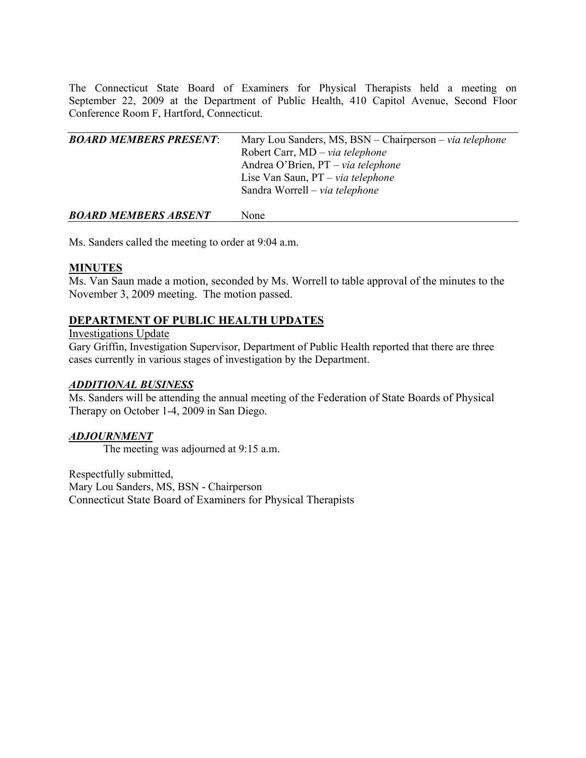The Connecticut State Board of Examiners for Physical Therapists held a meeting on September 22, 2009 at the Department of Public Health, 410 Capitol Avenue, Second Floor Conference Room F, Hartford, Connecticut.

| | |
|---|---|
| ***BOARD MEMBERS PRESENT*:** | Mary Lou Sanders, MS, BSN – Chairperson – *via telephone*<br>Robert Carr, MD – *via telephone*<br>Andrea O'Brien, PT – *via telephone*<br>Lise Van Saun, PT – *via telephone*<br>Sandra Worrell – *via telephone* |
| ***BOARD MEMBERS ABSENT*** | None |

Ms. Sanders called the meeting to order at 9:04 a.m.

## MINUTES

Ms. Van Saun made a motion, seconded by Ms. Worrell to table approval of the minutes to the November 3, 2009 meeting. The motion passed.

## DEPARTMENT OF PUBLIC HEALTH UPDATES

Investigations Update

Gary Griffin, Investigation Supervisor, Department of Public Health reported that there are three cases currently in various stages of investigation by the Department.

## *ADDITIONAL BUSINESS*

Ms. Sanders will be attending the annual meeting of the Federation of State Boards of Physical Therapy on October 1-4, 2009 in San Diego.

## *ADJOURNMENT*

The meeting was adjourned at 9:15 a.m.

Respectfully submitted,
Mary Lou Sanders, MS, BSN - Chairperson
Connecticut State Board of Examiners for Physical Therapists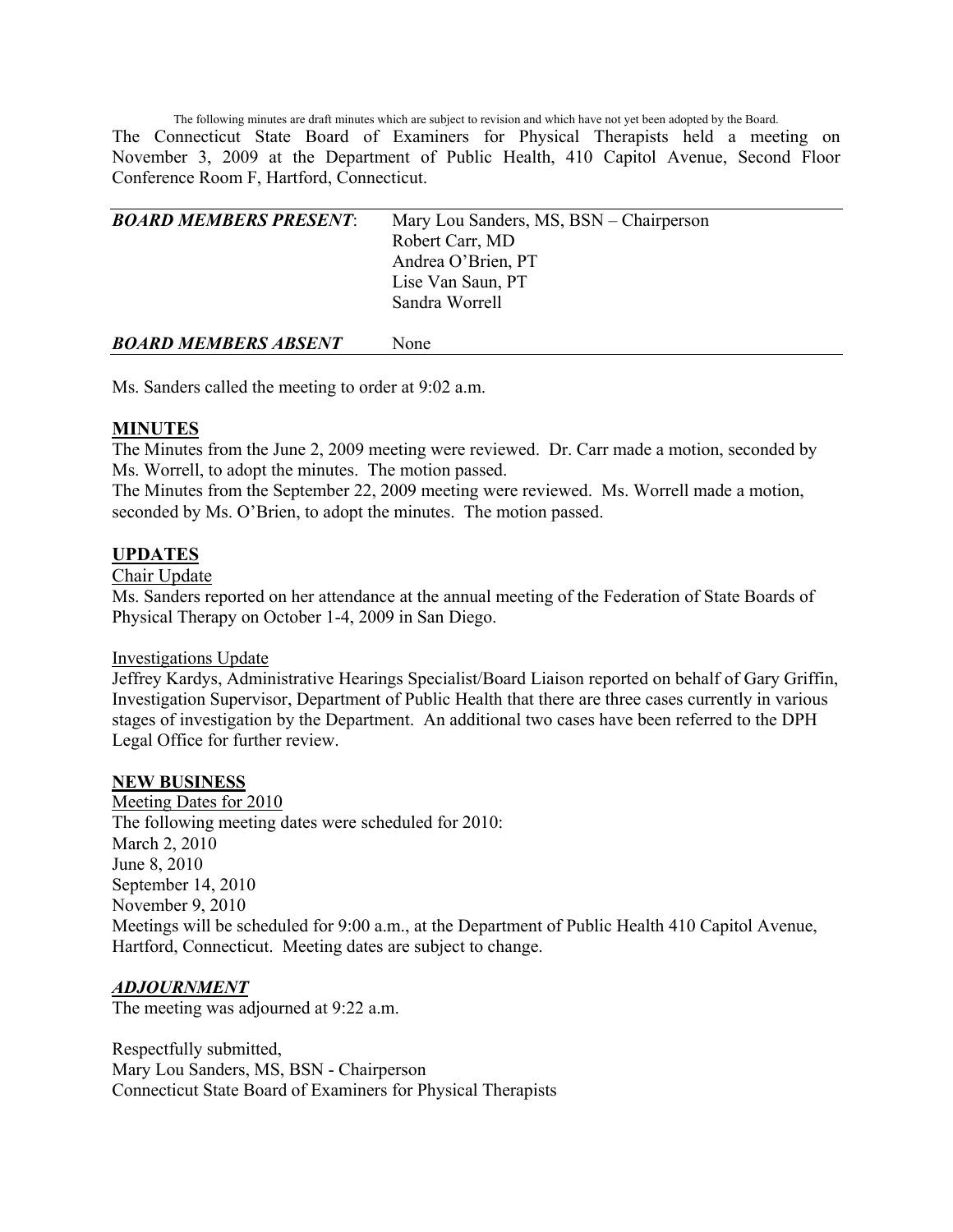The following minutes are draft minutes which are subject to revision and which have not yet been adopted by the Board.

The Connecticut State Board of Examiners for Physical Therapists held a meeting on November 3, 2009 at the Department of Public Health, 410 Capitol Avenue, Second Floor Conference Room F, Hartford, Connecticut.

| | |
|---|---|
| ***BOARD MEMBERS PRESENT*:** | Mary Lou Sanders, MS, BSN – Chairperson<br>Robert Carr, MD<br>Andrea O'Brien, PT<br>Lise Van Saun, PT<br>Sandra Worrell |
| ***BOARD MEMBERS ABSENT*** | None |

Ms. Sanders called the meeting to order at 9:02 a.m.

## MINUTES

The Minutes from the June 2, 2009 meeting were reviewed. Dr. Carr made a motion, seconded by Ms. Worrell, to adopt the minutes. The motion passed.

The Minutes from the September 22, 2009 meeting were reviewed. Ms. Worrell made a motion, seconded by Ms. O'Brien, to adopt the minutes. The motion passed.

## UPDATES

### Chair Update

Ms. Sanders reported on her attendance at the annual meeting of the Federation of State Boards of Physical Therapy on October 1-4, 2009 in San Diego.

### Investigations Update

Jeffrey Kardys, Administrative Hearings Specialist/Board Liaison reported on behalf of Gary Griffin, Investigation Supervisor, Department of Public Health that there are three cases currently in various stages of investigation by the Department. An additional two cases have been referred to the DPH Legal Office for further review.

## NEW BUSINESS

### Meeting Dates for 2010

The following meeting dates were scheduled for 2010:

March 2, 2010
June 8, 2010
September 14, 2010
November 9, 2010

Meetings will be scheduled for 9:00 a.m., at the Department of Public Health 410 Capitol Avenue, Hartford, Connecticut. Meeting dates are subject to change.

## *ADJOURNMENT*

The meeting was adjourned at 9:22 a.m.

Respectfully submitted,
Mary Lou Sanders, MS, BSN - Chairperson
Connecticut State Board of Examiners for Physical Therapists